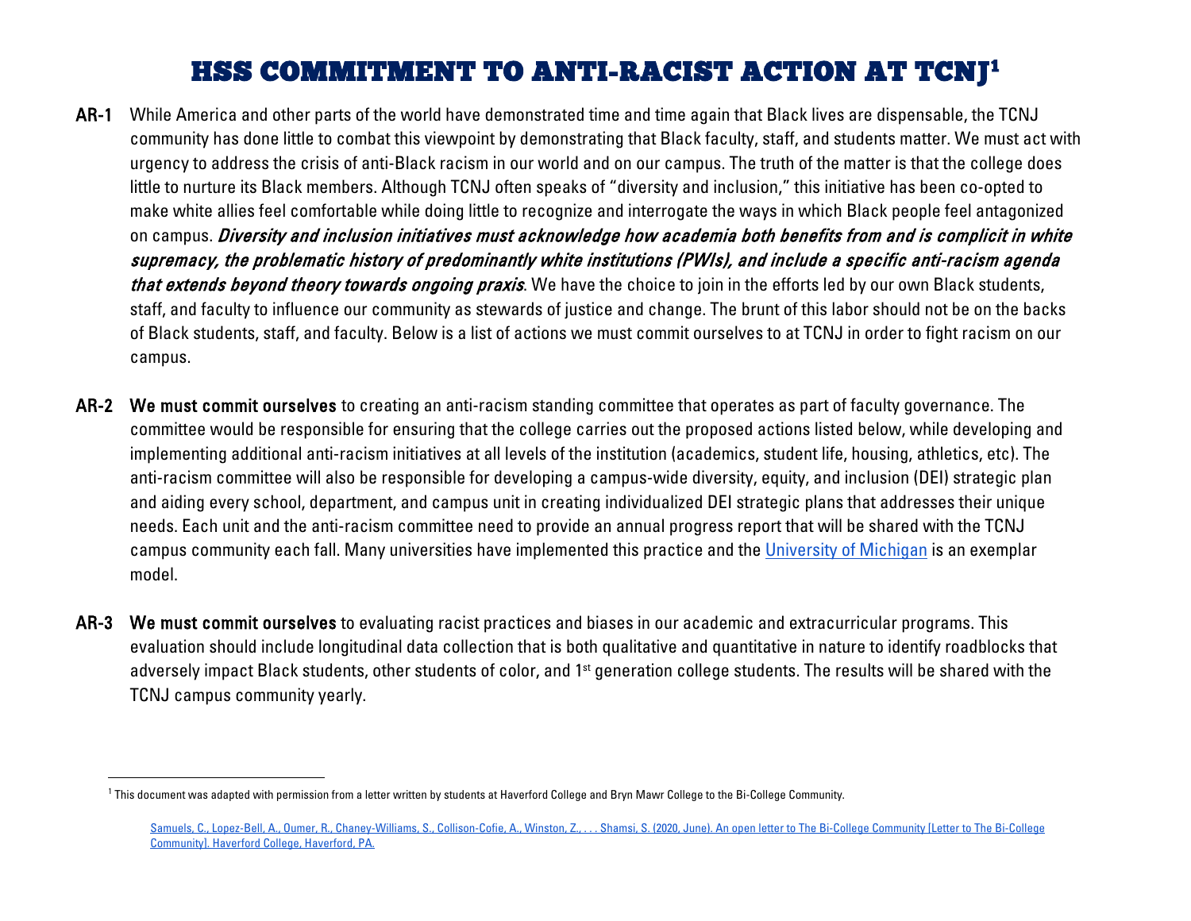# HSS COMMITMENT TO ANTI-RACIST ACTION AT TCNJ[1]

**AR-1** While America and other parts of the world have demonstrated time and time again that Black lives are dispensable, the TCNJ community has done little to combat this viewpoint by demonstrating that Black faculty, staff, and students matter. We must act with urgency to address the crisis of anti-Black racism in our world and on our campus. The truth of the matter is that the college does little to nurture its Black members. Although TCNJ often speaks of "diversity and inclusion," this initiative has been co-opted to make white allies feel comfortable while doing little to recognize and interrogate the ways in which Black people feel antagonized on campus. ***Diversity and inclusion initiatives must acknowledge how academia both benefits from and is complicit in white supremacy, the problematic history of predominantly white institutions (PWIs), and include a specific anti-racism agenda that extends beyond theory towards ongoing praxis***. We have the choice to join in the efforts led by our own Black students, staff, and faculty to influence our community as stewards of justice and change. The brunt of this labor should not be on the backs of Black students, staff, and faculty. Below is a list of actions we must commit ourselves to at TCNJ in order to fight racism on our campus.

**AR-2** **We must commit ourselves** to creating an anti-racism standing committee that operates as part of faculty governance. The committee would be responsible for ensuring that the college carries out the proposed actions listed below, while developing and implementing additional anti-racism initiatives at all levels of the institution (academics, student life, housing, athletics, etc). The anti-racism committee will also be responsible for developing a campus-wide diversity, equity, and inclusion (DEI) strategic plan and aiding every school, department, and campus unit in creating individualized DEI strategic plans that addresses their unique needs. Each unit and the anti-racism committee need to provide an annual progress report that will be shared with the TCNJ campus community each fall. Many universities have implemented this practice and the University of Michigan is an exemplar model.

**AR-3** **We must commit ourselves** to evaluating racist practices and biases in our academic and extracurricular programs. This evaluation should include longitudinal data collection that is both qualitative and quantitative in nature to identify roadblocks that adversely impact Black students, other students of color, and 1st generation college students. The results will be shared with the TCNJ campus community yearly.

---

[1] This document was adapted with permission from a letter written by students at Haverford College and Bryn Mawr College to the Bi-College Community.

Samuels, C., Lopez-Bell, A., Oumer, R., Chaney-Williams, S., Collison-Cofie, A., Winston, Z., . . . Shamsi, S. (2020, June). An open letter to The Bi-College Community [Letter to The Bi-College Community]. Haverford College, Haverford, PA.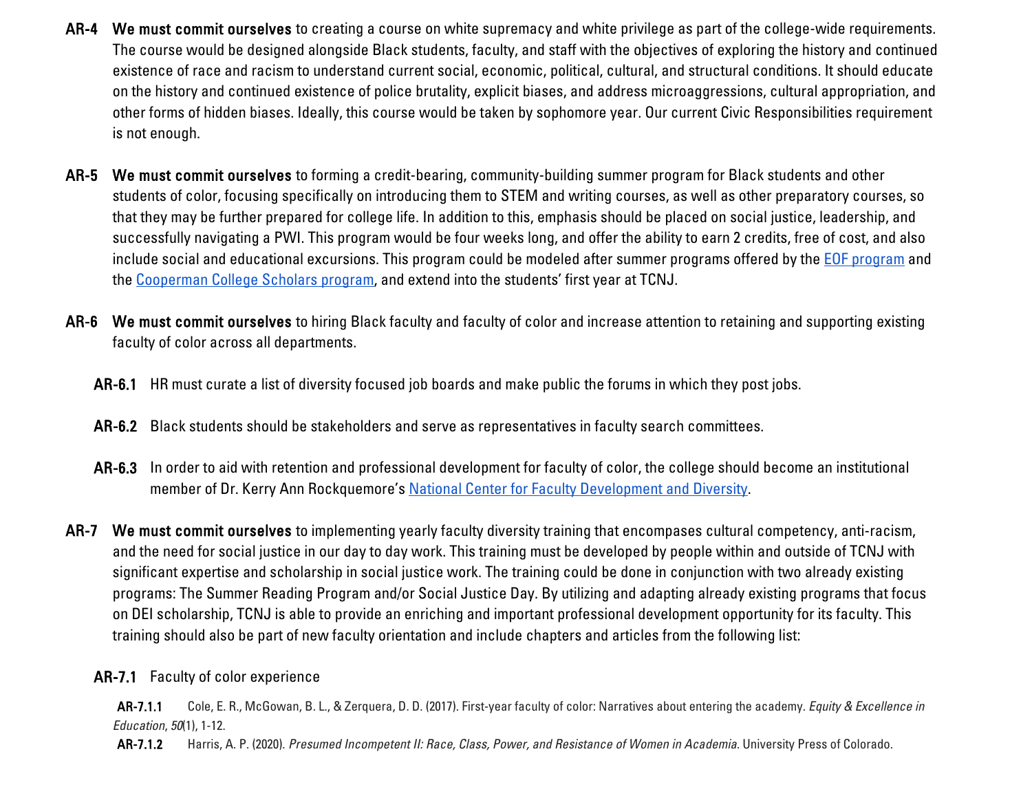**AR-4** **We must commit ourselves** to creating a course on white supremacy and white privilege as part of the college-wide requirements. The course would be designed alongside Black students, faculty, and staff with the objectives of exploring the history and continued existence of race and racism to understand current social, economic, political, cultural, and structural conditions. It should educate on the history and continued existence of police brutality, explicit biases, and address microaggressions, cultural appropriation, and other forms of hidden biases. Ideally, this course would be taken by sophomore year. Our current Civic Responsibilities requirement is not enough.

**AR-5** **We must commit ourselves** to forming a credit-bearing, community-building summer program for Black students and other students of color, focusing specifically on introducing them to STEM and writing courses, as well as other preparatory courses, so that they may be further prepared for college life. In addition to this, emphasis should be placed on social justice, leadership, and successfully navigating a PWI. This program would be four weeks long, and offer the ability to earn 2 credits, free of cost, and also include social and educational excursions. This program could be modeled after summer programs offered by the EOF program and the Cooperman College Scholars program, and extend into the students' first year at TCNJ.

**AR-6** **We must commit ourselves** to hiring Black faculty and faculty of color and increase attention to retaining and supporting existing faculty of color across all departments.

**AR-6.1** HR must curate a list of diversity focused job boards and make public the forums in which they post jobs.

**AR-6.2** Black students should be stakeholders and serve as representatives in faculty search committees.

**AR-6.3** In order to aid with retention and professional development for faculty of color, the college should become an institutional member of Dr. Kerry Ann Rockquemore's National Center for Faculty Development and Diversity.

**AR-7** **We must commit ourselves** to implementing yearly faculty diversity training that encompases cultural competency, anti-racism, and the need for social justice in our day to day work. This training must be developed by people within and outside of TCNJ with significant expertise and scholarship in social justice work. The training could be done in conjunction with two already existing programs: The Summer Reading Program and/or Social Justice Day. By utilizing and adapting already existing programs that focus on DEI scholarship, TCNJ is able to provide an enriching and important professional development opportunity for its faculty. This training should also be part of new faculty orientation and include chapters and articles from the following list:

**AR-7.1** Faculty of color experience

**AR-7.1.1** Cole, E. R., McGowan, B. L., & Zerquera, D. D. (2017). First-year faculty of color: Narratives about entering the academy. *Equity & Excellence in Education*, *50*(1), 1-12.

**AR-7.1.2** Harris, A. P. (2020). *Presumed Incompetent II: Race, Class, Power, and Resistance of Women in Academia.* University Press of Colorado.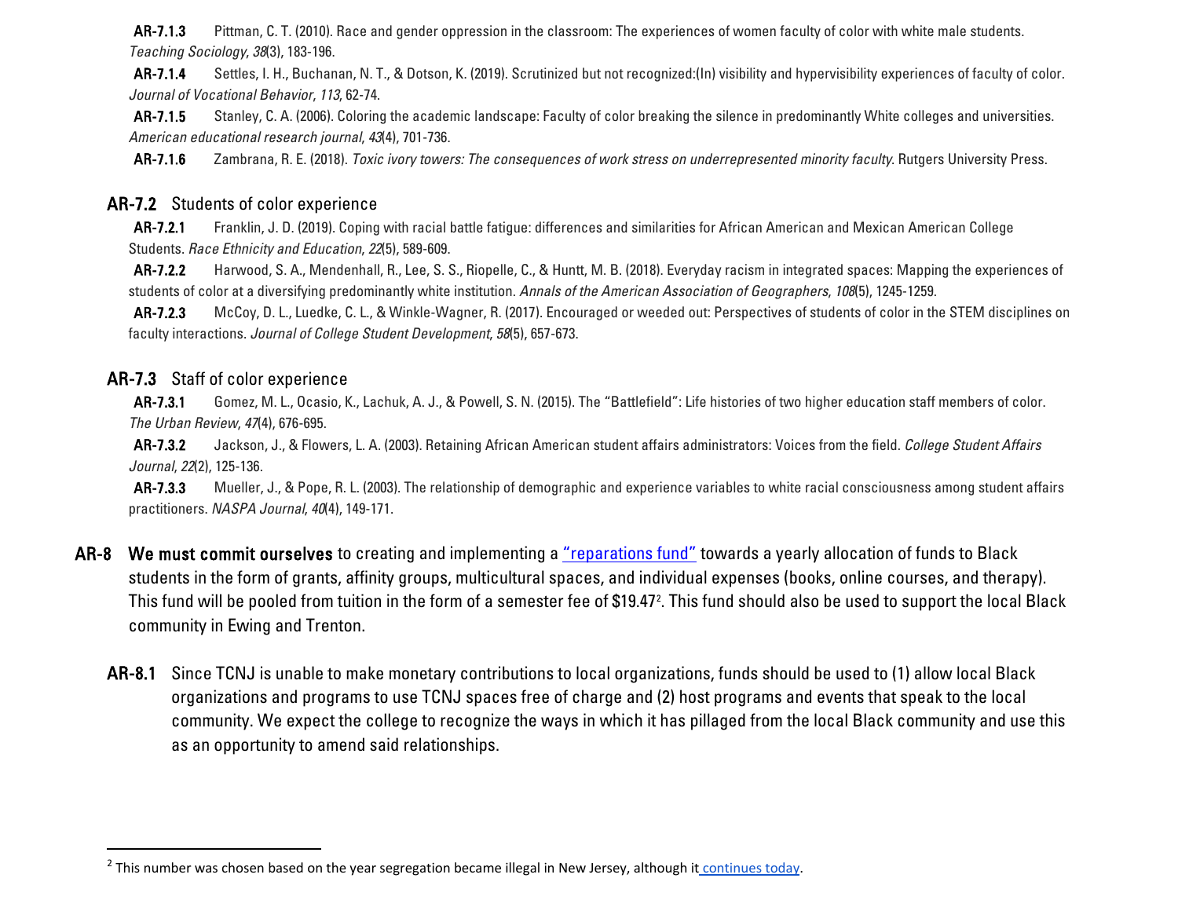**AR-7.1.3** Pittman, C. T. (2010). Race and gender oppression in the classroom: The experiences of women faculty of color with white male students. *Teaching Sociology*, *38*(3), 183-196.

**AR-7.1.4** Settles, I. H., Buchanan, N. T., & Dotson, K. (2019). Scrutinized but not recognized:(In) visibility and hypervisibility experiences of faculty of color. *Journal of Vocational Behavior*, *113*, 62-74.

**AR-7.1.5** Stanley, C. A. (2006). Coloring the academic landscape: Faculty of color breaking the silence in predominantly White colleges and universities. *American educational research journal*, *43*(4), 701-736.

**AR-7.1.6** Zambrana, R. E. (2018). *Toxic ivory towers: The consequences of work stress on underrepresented minority faculty.* Rutgers University Press.

### AR-7.2 Students of color experience

**AR-7.2.1** Franklin, J. D. (2019). Coping with racial battle fatigue: differences and similarities for African American and Mexican American College Students. *Race Ethnicity and Education*, *22*(5), 589-609.

**AR-7.2.2** Harwood, S. A., Mendenhall, R., Lee, S. S., Riopelle, C., & Huntt, M. B. (2018). Everyday racism in integrated spaces: Mapping the experiences of students of color at a diversifying predominantly white institution. *Annals of the American Association of Geographers*, *108*(5), 1245-1259.

**AR-7.2.3** McCoy, D. L., Luedke, C. L., & Winkle-Wagner, R. (2017). Encouraged or weeded out: Perspectives of students of color in the STEM disciplines on faculty interactions. *Journal of College Student Development*, *58*(5), 657-673.

### AR-7.3 Staff of color experience

**AR-7.3.1** Gomez, M. L., Ocasio, K., Lachuk, A. J., & Powell, S. N. (2015). The "Battlefield": Life histories of two higher education staff members of color. *The Urban Review*, *47*(4), 676-695.

**AR-7.3.2** Jackson, J., & Flowers, L. A. (2003). Retaining African American student affairs administrators: Voices from the field. *College Student Affairs Journal*, *22*(2), 125-136.

**AR-7.3.3** Mueller, J., & Pope, R. L. (2003). The relationship of demographic and experience variables to white racial consciousness among student affairs practitioners. *NASPA Journal*, *40*(4), 149-171.

## AR-8 **We must commit ourselves** to creating and implementing a "reparations fund" towards a yearly allocation of funds to Black students in the form of grants, affinity groups, multicultural spaces, and individual expenses (books, online courses, and therapy). This fund will be pooled from tuition in the form of a semester fee of $19.47[2]. This fund should also be used to support the local Black community in Ewing and Trenton.

**AR-8.1** Since TCNJ is unable to make monetary contributions to local organizations, funds should be used to (1) allow local Black organizations and programs to use TCNJ spaces free of charge and (2) host programs and events that speak to the local community. We expect the college to recognize the ways in which it has pillaged from the local Black community and use this as an opportunity to amend said relationships.

---

[2] This number was chosen based on the year segregation became illegal in New Jersey, although it continues today.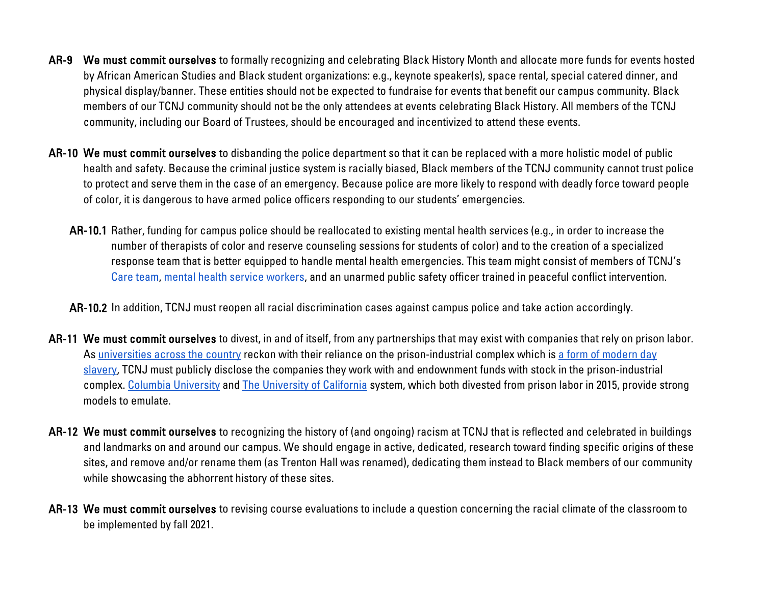**AR-9** **We must commit ourselves** to formally recognizing and celebrating Black History Month and allocate more funds for events hosted by African American Studies and Black student organizations: e.g., keynote speaker(s), space rental, special catered dinner, and physical display/banner. These entities should not be expected to fundraise for events that benefit our campus community. Black members of our TCNJ community should not be the only attendees at events celebrating Black History. All members of the TCNJ community, including our Board of Trustees, should be encouraged and incentivized to attend these events.

**AR-10** **We must commit ourselves** to disbanding the police department so that it can be replaced with a more holistic model of public health and safety. Because the criminal justice system is racially biased, Black members of the TCNJ community cannot trust police to protect and serve them in the case of an emergency. Because police are more likely to respond with deadly force toward people of color, it is dangerous to have armed police officers responding to our students' emergencies.

- **AR-10.1** Rather, funding for campus police should be reallocated to existing mental health services (e.g., in order to increase the number of therapists of color and reserve counseling sessions for students of color) and to the creation of a specialized response team that is better equipped to handle mental health emergencies. This team might consist of members of TCNJ's Care team, mental health service workers, and an unarmed public safety officer trained in peaceful conflict intervention.

- **AR-10.2** In addition, TCNJ must reopen all racial discrimination cases against campus police and take action accordingly.

**AR-11** **We must commit ourselves** to divest, in and of itself, from any partnerships that may exist with companies that rely on prison labor. As universities across the country reckon with their reliance on the prison-industrial complex which is a form of modern day slavery, TCNJ must publicly disclose the companies they work with and endownment funds with stock in the prison-industrial complex. Columbia University and The University of California system, which both divested from prison labor in 2015, provide strong models to emulate.

**AR-12** **We must commit ourselves** to recognizing the history of (and ongoing) racism at TCNJ that is reflected and celebrated in buildings and landmarks on and around our campus. We should engage in active, dedicated, research toward finding specific origins of these sites, and remove and/or rename them (as Trenton Hall was renamed), dedicating them instead to Black members of our community while showcasing the abhorrent history of these sites.

**AR-13** **We must commit ourselves** to revising course evaluations to include a question concerning the racial climate of the classroom to be implemented by fall 2021.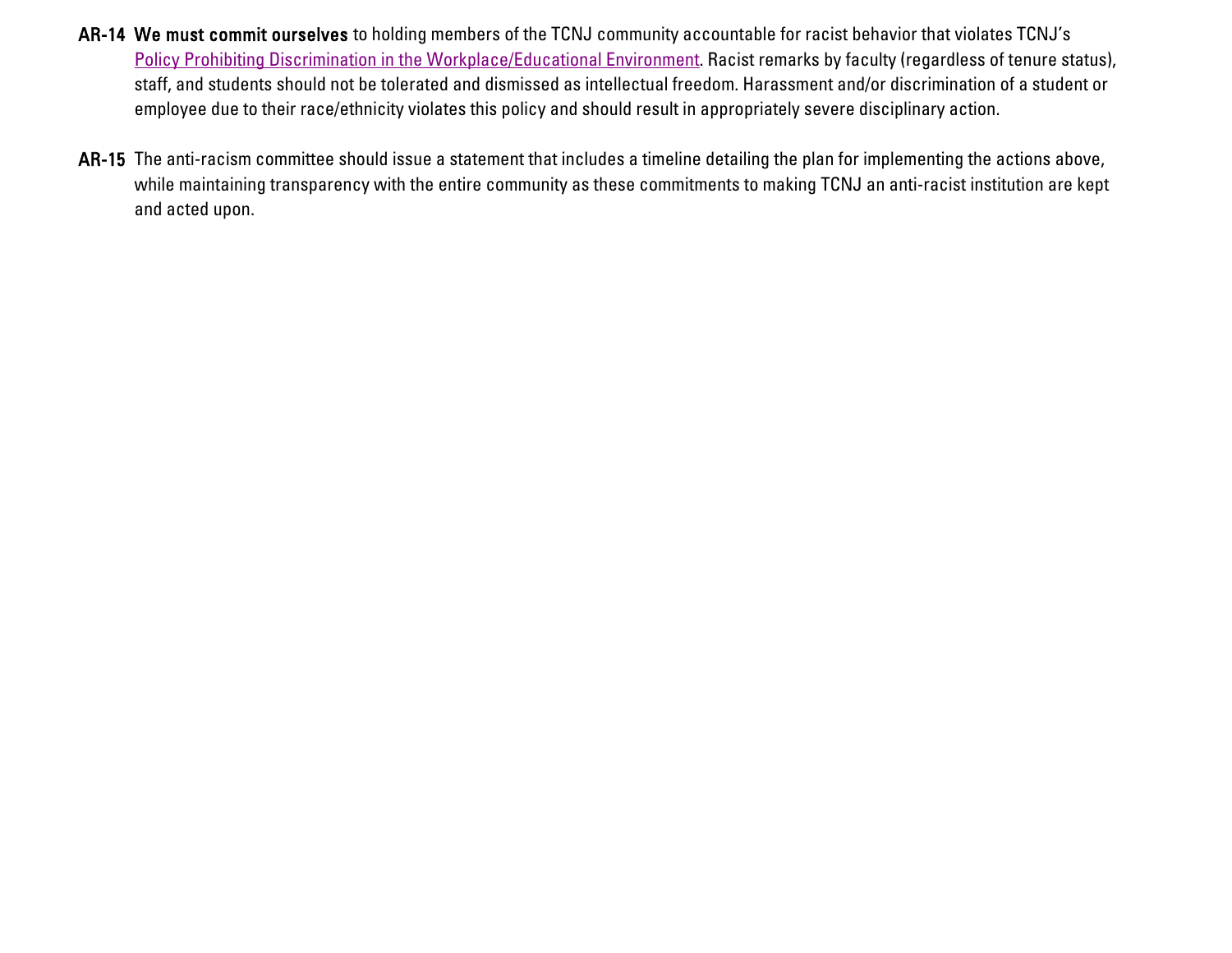**AR-14** **We must commit ourselves** to holding members of the TCNJ community accountable for racist behavior that violates TCNJ's Policy Prohibiting Discrimination in the Workplace/Educational Environment. Racist remarks by faculty (regardless of tenure status), staff, and students should not be tolerated and dismissed as intellectual freedom. Harassment and/or discrimination of a student or employee due to their race/ethnicity violates this policy and should result in appropriately severe disciplinary action.

**AR-15** The anti-racism committee should issue a statement that includes a timeline detailing the plan for implementing the actions above, while maintaining transparency with the entire community as these commitments to making TCNJ an anti-racist institution are kept and acted upon.